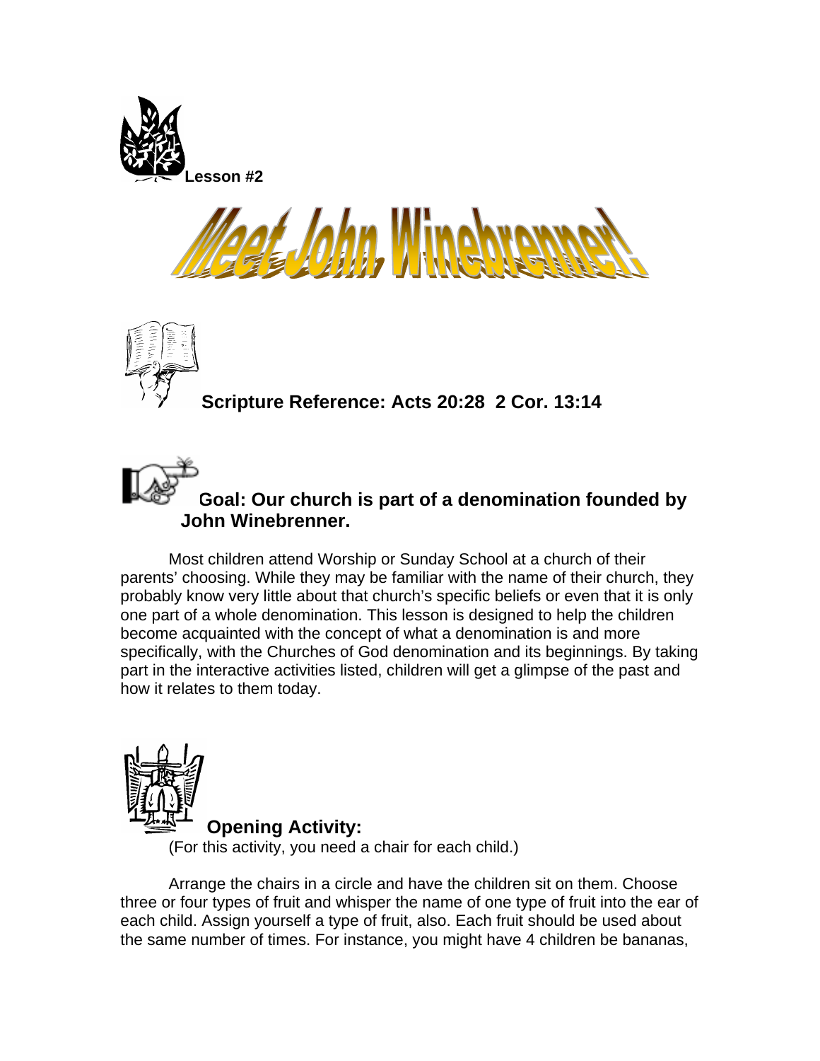**Lesson #2**

# Meet John Winebrenner!

**Scripture Reference: Acts 20:28 2 Cor. 13:14**

**Goal: Our church is part of a denomination founded by John Winebrenner.**

Most children attend Worship or Sunday School at a church of their parents' choosing. While they may be familiar with the name of their church, they probably know very little about that church's specific beliefs or even that it is only one part of a whole denomination. This lesson is designed to help the children become acquainted with the concept of what a denomination is and more specifically, with the Churches of God denomination and its beginnings. By taking part in the interactive activities listed, children will get a glimpse of the past and how it relates to them today.

**Opening Activity:**

(For this activity, you need a chair for each child.)

Arrange the chairs in a circle and have the children sit on them. Choose three or four types of fruit and whisper the name of one type of fruit into the ear of each child. Assign yourself a type of fruit, also. Each fruit should be used about the same number of times. For instance, you might have 4 children be bananas,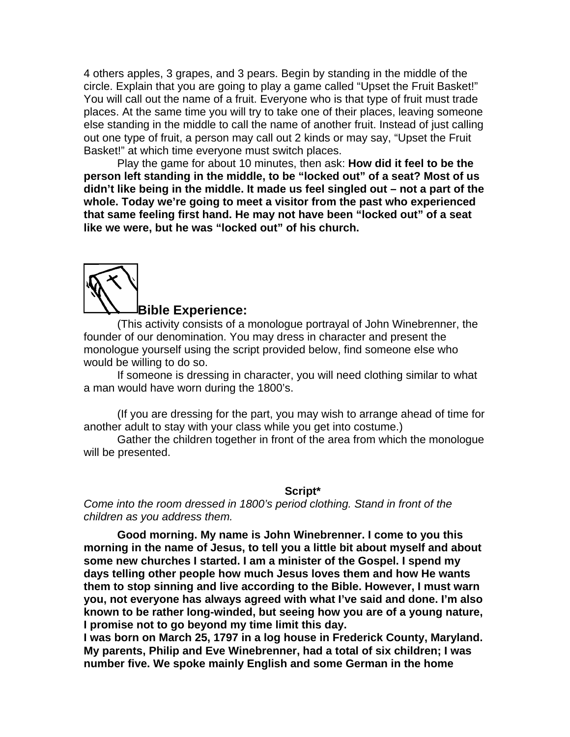4 others apples, 3 grapes, and 3 pears. Begin by standing in the middle of the circle. Explain that you are going to play a game called "Upset the Fruit Basket!" You will call out the name of a fruit. Everyone who is that type of fruit must trade places. At the same time you will try to take one of their places, leaving someone else standing in the middle to call the name of another fruit. Instead of just calling out one type of fruit, a person may call out 2 kinds or may say, "Upset the Fruit Basket!" at which time everyone must switch places.

Play the game for about 10 minutes, then ask: **How did it feel to be the person left standing in the middle, to be "locked out" of a seat? Most of us didn't like being in the middle. It made us feel singled out – not a part of the whole. Today we're going to meet a visitor from the past who experienced that same feeling first hand. He may not have been "locked out" of a seat like we were, but he was "locked out" of his church.**

## Bible Experience:

(This activity consists of a monologue portrayal of John Winebrenner, the founder of our denomination. You may dress in character and present the monologue yourself using the script provided below, find someone else who would be willing to do so.

If someone is dressing in character, you will need clothing similar to what a man would have worn during the 1800's.

(If you are dressing for the part, you may wish to arrange ahead of time for another adult to stay with your class while you get into costume.)

Gather the children together in front of the area from which the monologue will be presented.

**Script***

*Come into the room dressed in 1800's period clothing. Stand in front of the children as you address them.*

**Good morning. My name is John Winebrenner. I come to you this morning in the name of Jesus, to tell you a little bit about myself and about some new churches I started. I am a minister of the Gospel. I spend my days telling other people how much Jesus loves them and how He wants them to stop sinning and live according to the Bible. However, I must warn you, not everyone has always agreed with what I've said and done. I'm also known to be rather long-winded, but seeing how you are of a young nature, I promise not to go beyond my time limit this day.**

**I was born on March 25, 1797 in a log house in Frederick County, Maryland. My parents, Philip and Eve Winebrenner, had a total of six children; I was number five. We spoke mainly English and some German in the home**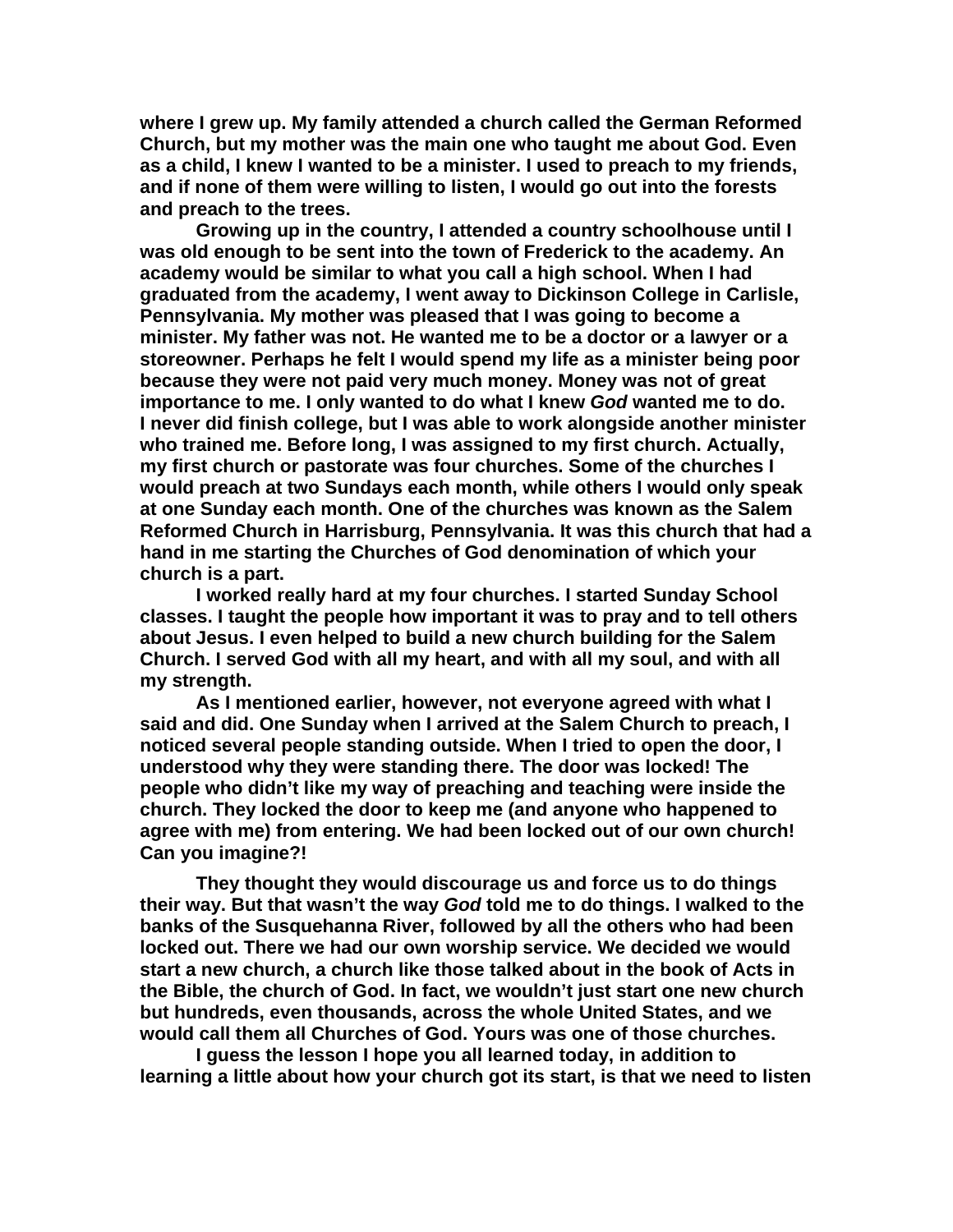**where I grew up. My family attended a church called the German Reformed Church, but my mother was the main one who taught me about God. Even as a child, I knew I wanted to be a minister. I used to preach to my friends, and if none of them were willing to listen, I would go out into the forests and preach to the trees.**

**Growing up in the country, I attended a country schoolhouse until I was old enough to be sent into the town of Frederick to the academy. An academy would be similar to what you call a high school. When I had graduated from the academy, I went away to Dickinson College in Carlisle, Pennsylvania. My mother was pleased that I was going to become a minister. My father was not. He wanted me to be a doctor or a lawyer or a storeowner. Perhaps he felt I would spend my life as a minister being poor because they were not paid very much money. Money was not of great importance to me. I only wanted to do what I knew *God* wanted me to do. I never did finish college, but I was able to work alongside another minister who trained me. Before long, I was assigned to my first church. Actually, my first church or pastorate was four churches. Some of the churches I would preach at two Sundays each month, while others I would only speak at one Sunday each month. One of the churches was known as the Salem Reformed Church in Harrisburg, Pennsylvania. It was this church that had a hand in me starting the Churches of God denomination of which your church is a part.**

**I worked really hard at my four churches. I started Sunday School classes. I taught the people how important it was to pray and to tell others about Jesus. I even helped to build a new church building for the Salem Church. I served God with all my heart, and with all my soul, and with all my strength.**

**As I mentioned earlier, however, not everyone agreed with what I said and did. One Sunday when I arrived at the Salem Church to preach, I noticed several people standing outside. When I tried to open the door, I understood why they were standing there. The door was locked! The people who didn't like my way of preaching and teaching were inside the church. They locked the door to keep me (and anyone who happened to agree with me) from entering. We had been locked out of our own church! Can you imagine?!**

**They thought they would discourage us and force us to do things their way. But that wasn't the way *God* told me to do things. I walked to the banks of the Susquehanna River, followed by all the others who had been locked out. There we had our own worship service. We decided we would start a new church, a church like those talked about in the book of Acts in the Bible, the church of God. In fact, we wouldn't just start one new church but hundreds, even thousands, across the whole United States, and we would call them all Churches of God. Yours was one of those churches.**

**I guess the lesson I hope you all learned today, in addition to learning a little about how your church got its start, is that we need to listen**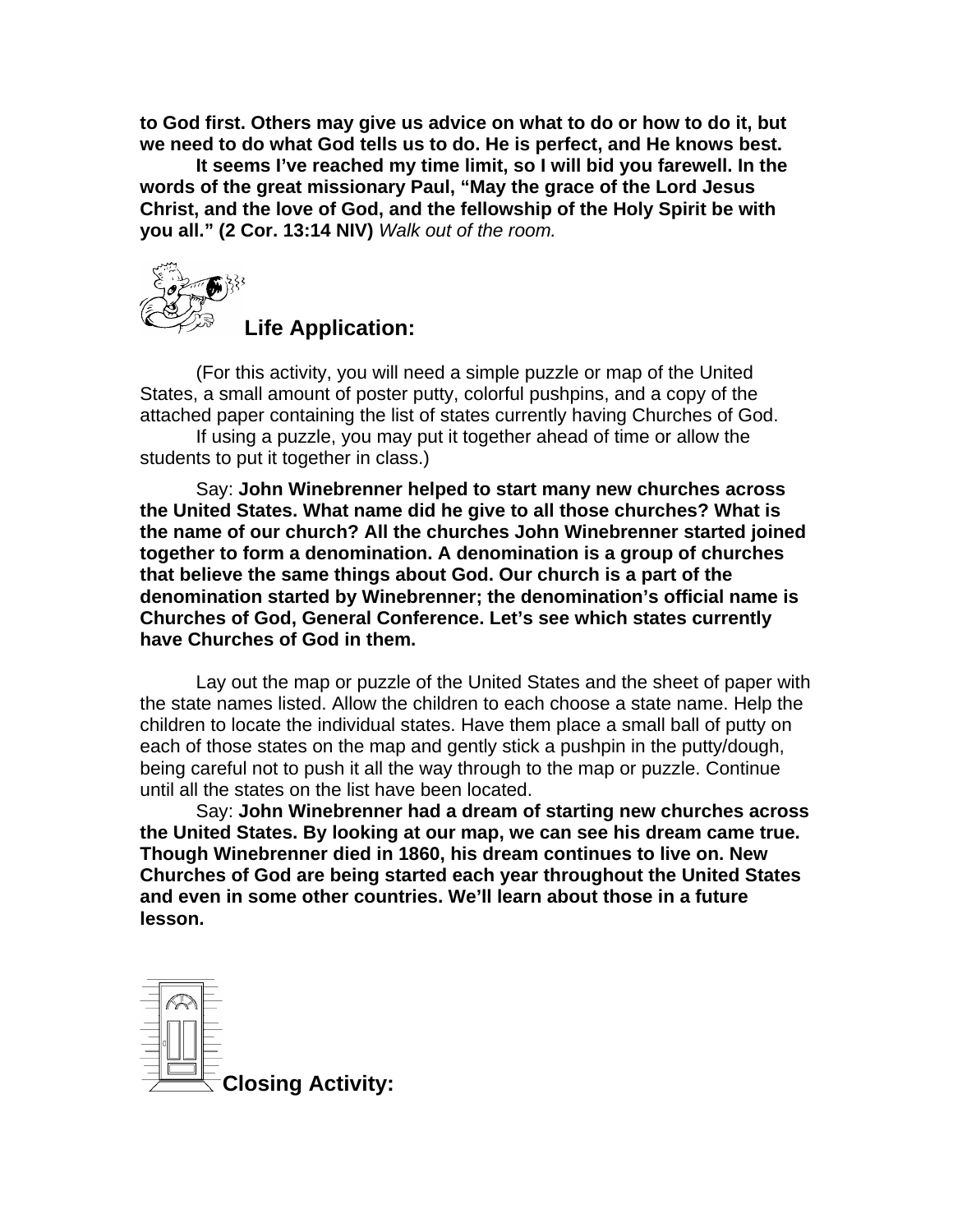**to God first. Others may give us advice on what to do or how to do it, but we need to do what God tells us to do. He is perfect, and He knows best.**

**It seems I've reached my time limit, so I will bid you farewell. In the words of the great missionary Paul, "May the grace of the Lord Jesus Christ, and the love of God, and the fellowship of the Holy Spirit be with you all." (2 Cor. 13:14 NIV)** *Walk out of the room.*

## Life Application:

(For this activity, you will need a simple puzzle or map of the United States, a small amount of poster putty, colorful pushpins, and a copy of the attached paper containing the list of states currently having Churches of God.

If using a puzzle, you may put it together ahead of time or allow the students to put it together in class.)

Say: **John Winebrenner helped to start many new churches across the United States. What name did he give to all those churches? What is the name of our church? All the churches John Winebrenner started joined together to form a denomination. A denomination is a group of churches that believe the same things about God. Our church is a part of the denomination started by Winebrenner; the denomination's official name is Churches of God, General Conference. Let's see which states currently have Churches of God in them.**

Lay out the map or puzzle of the United States and the sheet of paper with the state names listed. Allow the children to each choose a state name. Help the children to locate the individual states. Have them place a small ball of putty on each of those states on the map and gently stick a pushpin in the putty/dough, being careful not to push it all the way through to the map or puzzle. Continue until all the states on the list have been located.

Say: **John Winebrenner had a dream of starting new churches across the United States. By looking at our map, we can see his dream came true. Though Winebrenner died in 1860, his dream continues to live on. New Churches of God are being started each year throughout the United States and even in some other countries. We'll learn about those in a future lesson.**

## Closing Activity: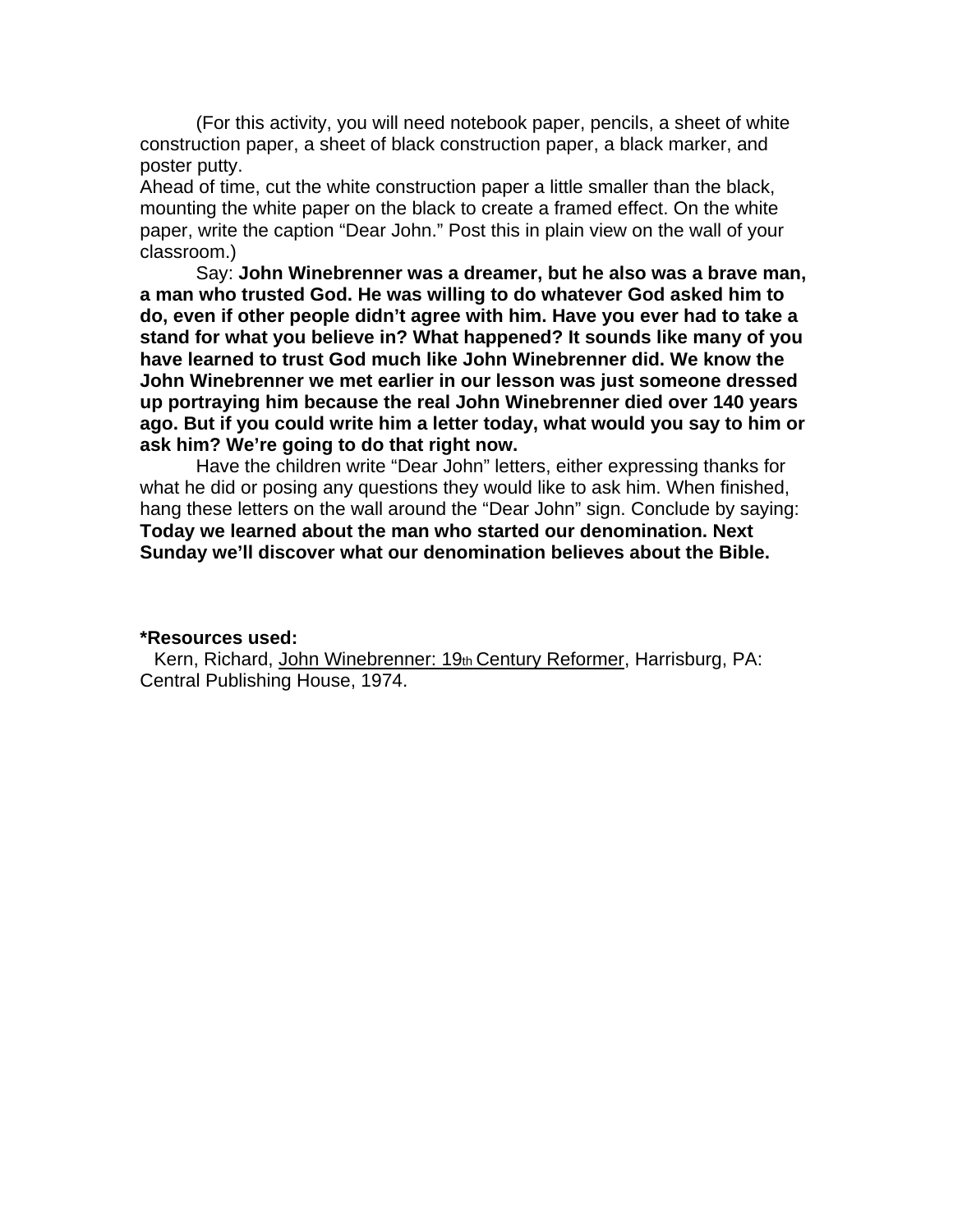(For this activity, you will need notebook paper, pencils, a sheet of white construction paper, a sheet of black construction paper, a black marker, and poster putty.
Ahead of time, cut the white construction paper a little smaller than the black, mounting the white paper on the black to create a framed effect. On the white paper, write the caption "Dear John." Post this in plain view on the wall of your classroom.)

Say: **John Winebrenner was a dreamer, but he also was a brave man, a man who trusted God. He was willing to do whatever God asked him to do, even if other people didn't agree with him. Have you ever had to take a stand for what you believe in? What happened? It sounds like many of you have learned to trust God much like John Winebrenner did. We know the John Winebrenner we met earlier in our lesson was just someone dressed up portraying him because the real John Winebrenner died over 140 years ago. But if you could write him a letter today, what would you say to him or ask him? We're going to do that right now.**

Have the children write "Dear John" letters, either expressing thanks for what he did or posing any questions they would like to ask him. When finished, hang these letters on the wall around the "Dear John" sign. Conclude by saying: **Today we learned about the man who started our denomination. Next Sunday we'll discover what our denomination believes about the Bible.**

**\*Resources used:**

Kern, Richard, John Winebrenner: 19th Century Reformer, Harrisburg, PA: Central Publishing House, 1974.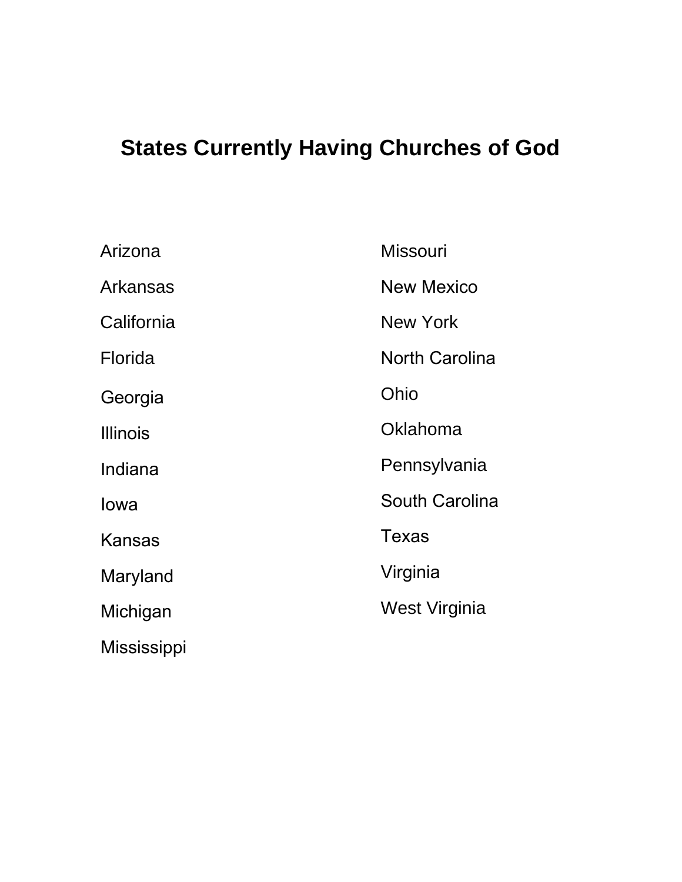# States Currently Having Churches of God

- Arizona
- Arkansas
- California
- Florida
- Georgia
- Illinois
- Indiana
- Iowa
- Kansas
- Maryland
- Michigan
- Mississippi
- Missouri
- New Mexico
- New York
- North Carolina
- Ohio
- Oklahoma
- Pennsylvania
- South Carolina
- Texas
- Virginia
- West Virginia